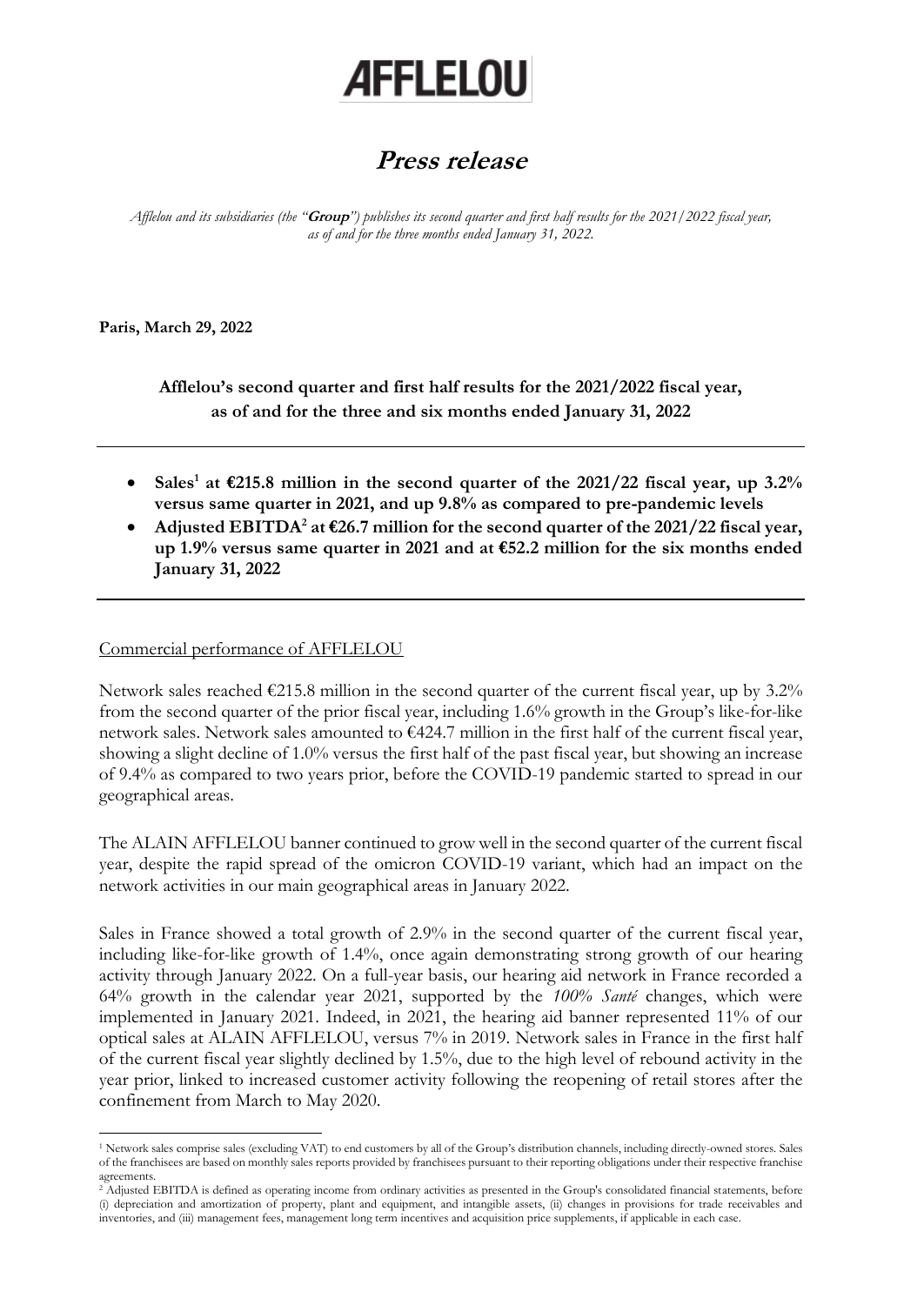# AFFLELOU

# **Press release**

*Afflelou and its subsidiaries (the "**Group**") publishes its second quarter and first half results for the 2021/2022 fiscal year, as of and for the three months ended January 31, 2022.*

**Paris, March 29, 2022**

## **Afflelou's second quarter and first half results for the 2021/2022 fiscal year, as of and for the three and six months ended January 31, 2022**

- **Sales[1] at €215.8 million in the second quarter of the 2021/22 fiscal year, up 3.2% versus same quarter in 2021, and up 9.8% as compared to pre-pandemic levels**
- **Adjusted EBITDA[2] at €26.7 million for the second quarter of the 2021/22 fiscal year, up 1.9% versus same quarter in 2021 and at €52.2 million for the six months ended January 31, 2022**

## Commercial performance of AFFLELOU

Network sales reached €215.8 million in the second quarter of the current fiscal year, up by 3.2% from the second quarter of the prior fiscal year, including 1.6% growth in the Group's like-for-like network sales. Network sales amounted to €424.7 million in the first half of the current fiscal year, showing a slight decline of 1.0% versus the first half of the past fiscal year, but showing an increase of 9.4% as compared to two years prior, before the COVID-19 pandemic started to spread in our geographical areas.

The ALAIN AFFLELOU banner continued to grow well in the second quarter of the current fiscal year, despite the rapid spread of the omicron COVID-19 variant, which had an impact on the network activities in our main geographical areas in January 2022.

Sales in France showed a total growth of 2.9% in the second quarter of the current fiscal year, including like-for-like growth of 1.4%, once again demonstrating strong growth of our hearing activity through January 2022. On a full-year basis, our hearing aid network in France recorded a 64% growth in the calendar year 2021, supported by the *100% Santé* changes, which were implemented in January 2021. Indeed, in 2021, the hearing aid banner represented 11% of our optical sales at ALAIN AFFLELOU, versus 7% in 2019. Network sales in France in the first half of the current fiscal year slightly declined by 1.5%, due to the high level of rebound activity in the year prior, linked to increased customer activity following the reopening of retail stores after the confinement from March to May 2020.

---

[1] Network sales comprise sales (excluding VAT) to end customers by all of the Group's distribution channels, including directly-owned stores. Sales of the franchisees are based on monthly sales reports provided by franchisees pursuant to their reporting obligations under their respective franchise agreements.

[2] Adjusted EBITDA is defined as operating income from ordinary activities as presented in the Group's consolidated financial statements, before (i) depreciation and amortization of property, plant and equipment, and intangible assets, (ii) changes in provisions for trade receivables and inventories, and (iii) management fees, management long term incentives and acquisition price supplements, if applicable in each case.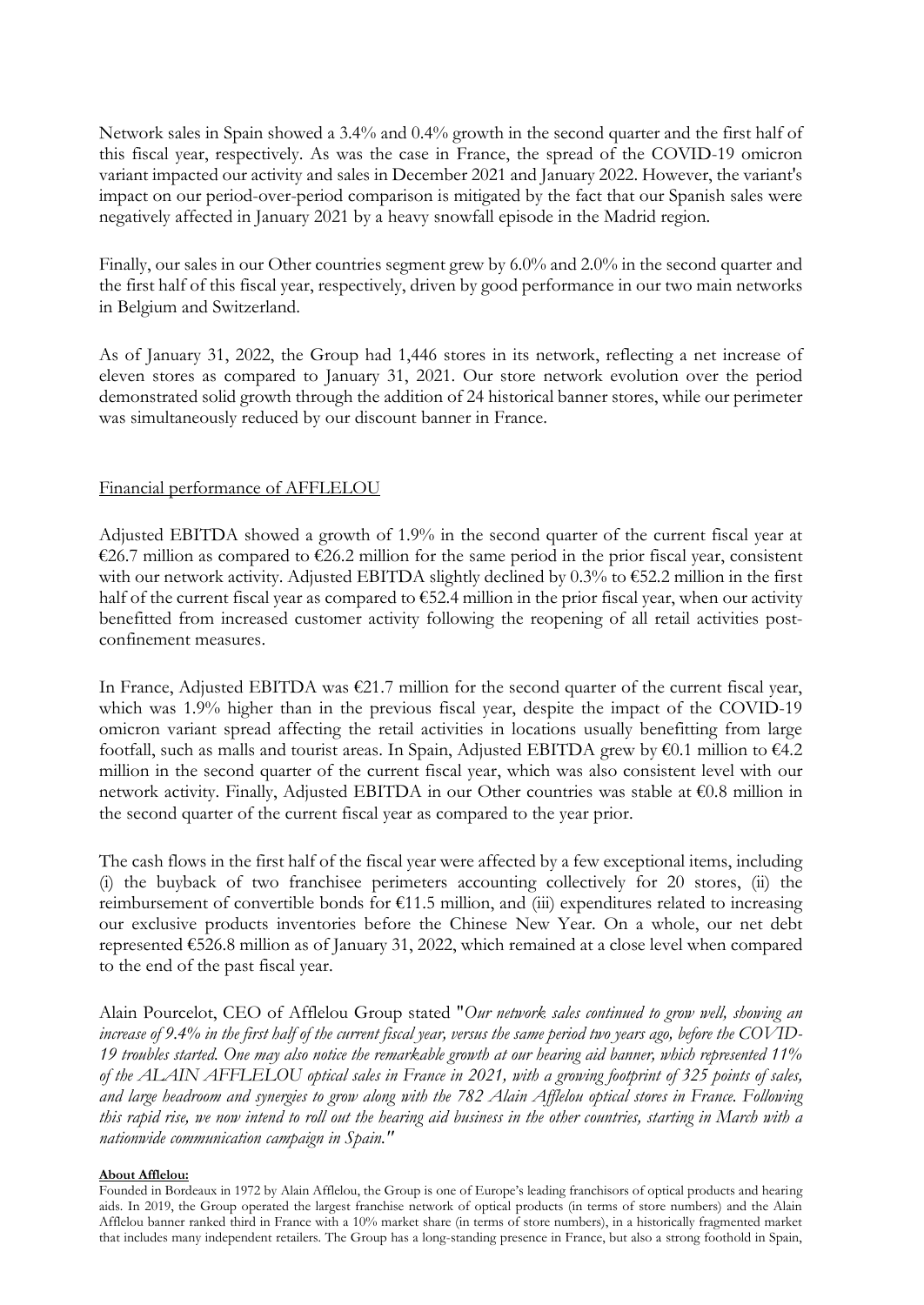Network sales in Spain showed a 3.4% and 0.4% growth in the second quarter and the first half of this fiscal year, respectively. As was the case in France, the spread of the COVID-19 omicron variant impacted our activity and sales in December 2021 and January 2022. However, the variant's impact on our period-over-period comparison is mitigated by the fact that our Spanish sales were negatively affected in January 2021 by a heavy snowfall episode in the Madrid region.

Finally, our sales in our Other countries segment grew by 6.0% and 2.0% in the second quarter and the first half of this fiscal year, respectively, driven by good performance in our two main networks in Belgium and Switzerland.

As of January 31, 2022, the Group had 1,446 stores in its network, reflecting a net increase of eleven stores as compared to January 31, 2021. Our store network evolution over the period demonstrated solid growth through the addition of 24 historical banner stores, while our perimeter was simultaneously reduced by our discount banner in France.

## Financial performance of AFFLELOU

Adjusted EBITDA showed a growth of 1.9% in the second quarter of the current fiscal year at €26.7 million as compared to €26.2 million for the same period in the prior fiscal year, consistent with our network activity. Adjusted EBITDA slightly declined by 0.3% to €52.2 million in the first half of the current fiscal year as compared to €52.4 million in the prior fiscal year, when our activity benefitted from increased customer activity following the reopening of all retail activities post-confinement measures.

In France, Adjusted EBITDA was €21.7 million for the second quarter of the current fiscal year, which was 1.9% higher than in the previous fiscal year, despite the impact of the COVID-19 omicron variant spread affecting the retail activities in locations usually benefitting from large footfall, such as malls and tourist areas. In Spain, Adjusted EBITDA grew by €0.1 million to €4.2 million in the second quarter of the current fiscal year, which was also consistent level with our network activity. Finally, Adjusted EBITDA in our Other countries was stable at €0.8 million in the second quarter of the current fiscal year as compared to the year prior.

The cash flows in the first half of the fiscal year were affected by a few exceptional items, including (i) the buyback of two franchisee perimeters accounting collectively for 20 stores, (ii) the reimbursement of convertible bonds for €11.5 million, and (iii) expenditures related to increasing our exclusive products inventories before the Chinese New Year. On a whole, our net debt represented €526.8 million as of January 31, 2022, which remained at a close level when compared to the end of the past fiscal year.

Alain Pourcelot, CEO of Afflelou Group stated "*Our network sales continued to grow well, showing an increase of 9.4% in the first half of the current fiscal year, versus the same period two years ago, before the COVID-19 troubles started. One may also notice the remarkable growth at our hearing aid banner, which represented 11% of the ALAIN AFFLELOU optical sales in France in 2021, with a growing footprint of 325 points of sales, and large headroom and synergies to grow along with the 782 Alain Afflelou optical stores in France. Following this rapid rise, we now intend to roll out the hearing aid business in the other countries, starting in March with a nationwide communication campaign in Spain.*"

**About Afflelou:**

Founded in Bordeaux in 1972 by Alain Afflelou, the Group is one of Europe's leading franchisors of optical products and hearing aids. In 2019, the Group operated the largest franchise network of optical products (in terms of store numbers) and the Alain Afflelou banner ranked third in France with a 10% market share (in terms of store numbers), in a historically fragmented market that includes many independent retailers. The Group has a long-standing presence in France, but also a strong foothold in Spain,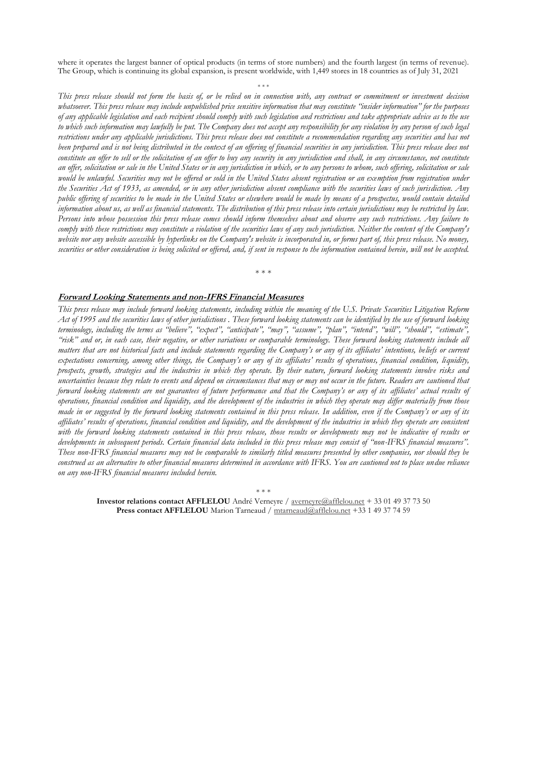where it operates the largest banner of optical products (in terms of store numbers) and the fourth largest (in terms of revenue). The Group, which is continuing its global expansion, is present worldwide, with 1,449 stores in 18 countries as of July 31, 2021

\* \* \*

*This press release should not form the basis of, or be relied on in connection with, any contract or commitment or investment decision whatsoever. This press release may include unpublished price sensitive information that may constitute "insider information" for the purposes of any applicable legislation and each recipient should comply with such legislation and restrictions and take appropriate advice as to the use to which such information may lawfully be put. The Company does not accept any responsibility for any violation by any person of such legal restrictions under any applicable jurisdictions. This press release does not constitute a recommendation regarding any securities and has not been prepared and is not being distributed in the context of an offering of financial securities in any jurisdiction. This press release does not constitute an offer to sell or the solicitation of an offer to buy any security in any jurisdiction and shall, in any circumstance, not constitute an offer, solicitation or sale in the United States or in any jurisdiction in which, or to any persons to whom, such offering, solicitation or sale would be unlawful. Securities may not be offered or sold in the United States absent registration or an exemption from registration under the Securities Act of 1933, as amended, or in any other jurisdiction absent compliance with the securities laws of such jurisdiction. Any public offering of securities to be made in the United States or elsewhere would be made by means of a prospectus, would contain detailed information about us, as well as financial statements. The distribution of this press release into certain jurisdictions may be restricted by law. Persons into whose possession this press release comes should inform themselves about and observe any such restrictions. Any failure to comply with these restrictions may constitute a violation of the securities laws of any such jurisdiction. Neither the content of the Company's website nor any website accessible by hyperlinks on the Company's website is incorporated in, or forms part of, this press release. No money, securities or other consideration is being solicited or offered, and, if sent in response to the information contained herein, will not be accepted.*

\* \* \*

**Forward Looking Statements and non-IFRS Financial Measures**

*This press release may include forward looking statements, including within the meaning of the U.S. Private Securities Litigation Reform Act of 1995 and the securities laws of other jurisdictions . These forward looking statements can be identified by the use of forward looking terminology, including the terms as "believe", "expect", "anticipate", "may", "assume", "plan", "intend", "will", "should", "estimate", "risk" and or, in each case, their negative, or other variations or comparable terminology. These forward looking statements include all matters that are not historical facts and include statements regarding the Company's or any of its affiliates' intentions, beliefs or current expectations concerning, among other things, the Company's or any of its affiliates' results of operations, financial condition, liquidity, prospects, growth, strategies and the industries in which they operate. By their nature, forward looking statements involve risks and uncertainties because they relate to events and depend on circumstances that may or may not occur in the future. Readers are cautioned that forward looking statements are not guarantees of future performance and that the Company's or any of its affiliates' actual results of operations, financial condition and liquidity, and the development of the industries in which they operate may differ materially from those made in or suggested by the forward looking statements contained in this press release. In addition, even if the Company's or any of its affiliates' results of operations, financial condition and liquidity, and the development of the industries in which they operate are consistent with the forward looking statements contained in this press release, those results or developments may not be indicative of results or developments in subsequent periods. Certain financial data included in this press release may consist of "non-IFRS financial measures". These non-IFRS financial measures may not be comparable to similarly titled measures presented by other companies, nor should they be construed as an alternative to other financial measures determined in accordance with IFRS. You are cautioned not to place undue reliance on any non-IFRS financial measures included herein.*

\* \* \*

**Investor relations contact AFFLELOU** André Verneyre / averneyre@afflelou.net + 33 01 49 37 73 50
**Press contact AFFLELOU** Marion Tarneaud / mtarneaud@afflelou.net +33 1 49 37 74 59